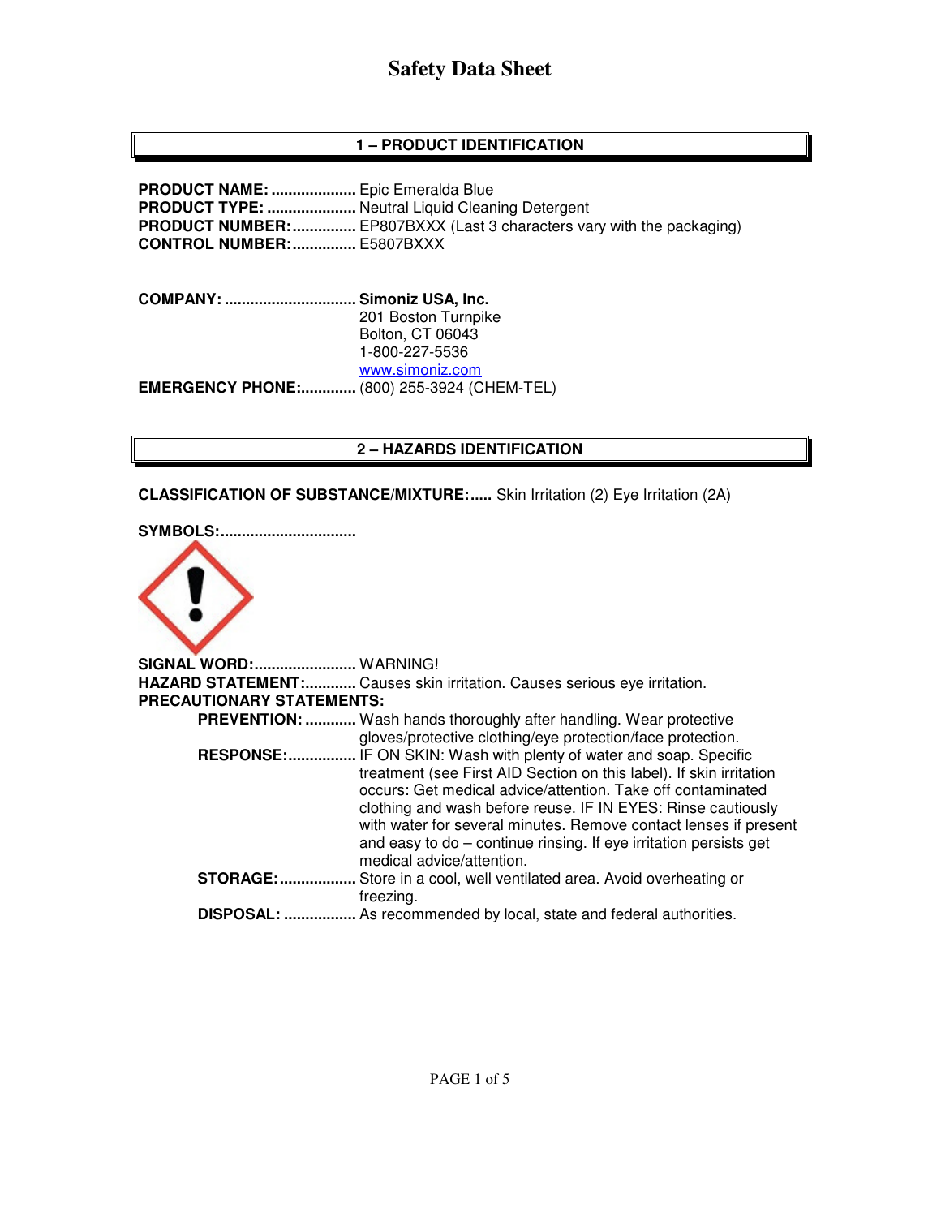# Safety Data Sheet

## 1 – PRODUCT IDENTIFICATION

**PRODUCT NAME:** .................... Epic Emeralda Blue
**PRODUCT TYPE:** ..................... Neutral Liquid Cleaning Detergent
**PRODUCT NUMBER:** ............... EP807BXXX (Last 3 characters vary with the packaging)
**CONTROL NUMBER:** ............... E5807BXXX

**COMPANY:** ............................... **Simoniz USA, Inc.**
201 Boston Turnpike
Bolton, CT 06043
1-800-227-5536
www.simoniz.com
**EMERGENCY PHONE:** ............. (800) 255-3924 (CHEM-TEL)

## 2 – HAZARDS IDENTIFICATION

**CLASSIFICATION OF SUBSTANCE/MIXTURE:** ..... Skin Irritation (2) Eye Irritation (2A)

**SYMBOLS:** ................................

**SIGNAL WORD:** ........................ WARNING!
**HAZARD STATEMENT:** ............ Causes skin irritation. Causes serious eye irritation.
**PRECAUTIONARY STATEMENTS:**

- **PREVENTION:** ............ Wash hands thoroughly after handling. Wear protective gloves/protective clothing/eye protection/face protection.
- **RESPONSE:** ................ IF ON SKIN: Wash with plenty of water and soap. Specific treatment (see First AID Section on this label). If skin irritation occurs: Get medical advice/attention. Take off contaminated clothing and wash before reuse. IF IN EYES: Rinse cautiously with water for several minutes. Remove contact lenses if present and easy to do – continue rinsing. If eye irritation persists get medical advice/attention.
- **STORAGE:** .................. Store in a cool, well ventilated area. Avoid overheating or freezing.
- **DISPOSAL:** ................. As recommended by local, state and federal authorities.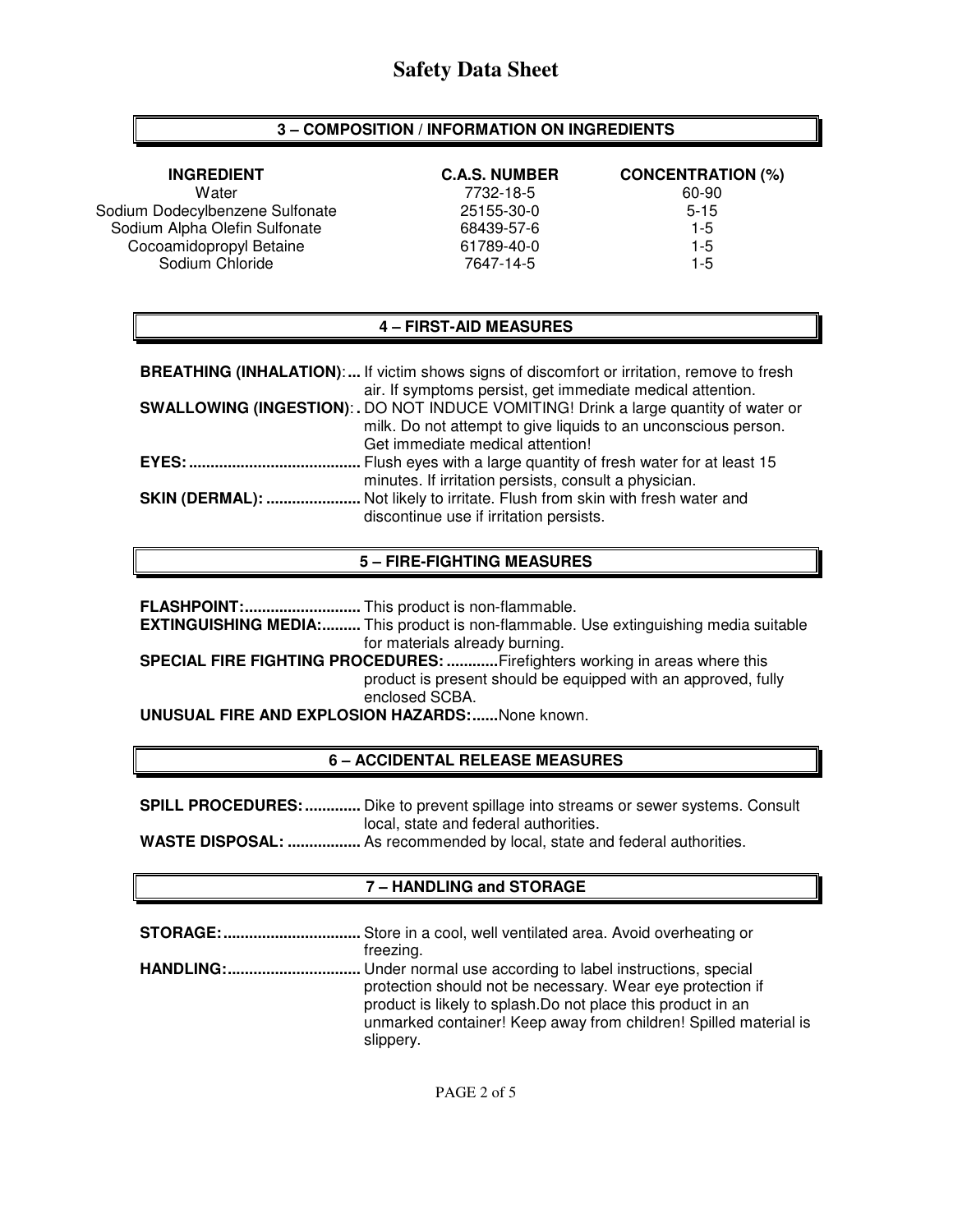# Safety Data Sheet

## 3 – COMPOSITION / INFORMATION ON INGREDIENTS

| INGREDIENT | C.A.S. NUMBER | CONCENTRATION (%) |
| --- | --- | --- |
| Water | 7732-18-5 | 60-90 |
| Sodium Dodecylbenzene Sulfonate | 25155-30-0 | 5-15 |
| Sodium Alpha Olefin Sulfonate | 68439-57-6 | 1-5 |
| Cocoamidopropyl Betaine | 61789-40-0 | 1-5 |
| Sodium Chloride | 7647-14-5 | 1-5 |

## 4 – FIRST-AID MEASURES

**BREATHING (INHALATION):...** If victim shows signs of discomfort or irritation, remove to fresh air. If symptoms persist, get immediate medical attention.

**SWALLOWING (INGESTION):.** DO NOT INDUCE VOMITING! Drink a large quantity of water or milk. Do not attempt to give liquids to an unconscious person. Get immediate medical attention!

**EYES:........................................** Flush eyes with a large quantity of fresh water for at least 15 minutes. If irritation persists, consult a physician.

**SKIN (DERMAL): ......................** Not likely to irritate. Flush from skin with fresh water and discontinue use if irritation persists.

## 5 – FIRE-FIGHTING MEASURES

**FLASHPOINT:...........................** This product is non-flammable.

**EXTINGUISHING MEDIA:.........** This product is non-flammable. Use extinguishing media suitable for materials already burning.

**SPECIAL FIRE FIGHTING PROCEDURES: ............** Firefighters working in areas where this product is present should be equipped with an approved, fully enclosed SCBA.

**UNUSUAL FIRE AND EXPLOSION HAZARDS:......** None known.

## 6 – ACCIDENTAL RELEASE MEASURES

**SPILL PROCEDURES: .............** Dike to prevent spillage into streams or sewer systems. Consult local, state and federal authorities.

**WASTE DISPOSAL: .................** As recommended by local, state and federal authorities.

## 7 – HANDLING and STORAGE

**STORAGE:................................** Store in a cool, well ventilated area. Avoid overheating or freezing.

**HANDLING:...............................** Under normal use according to label instructions, special protection should not be necessary. Wear eye protection if product is likely to splash.Do not place this product in an unmarked container! Keep away from children! Spilled material is slippery.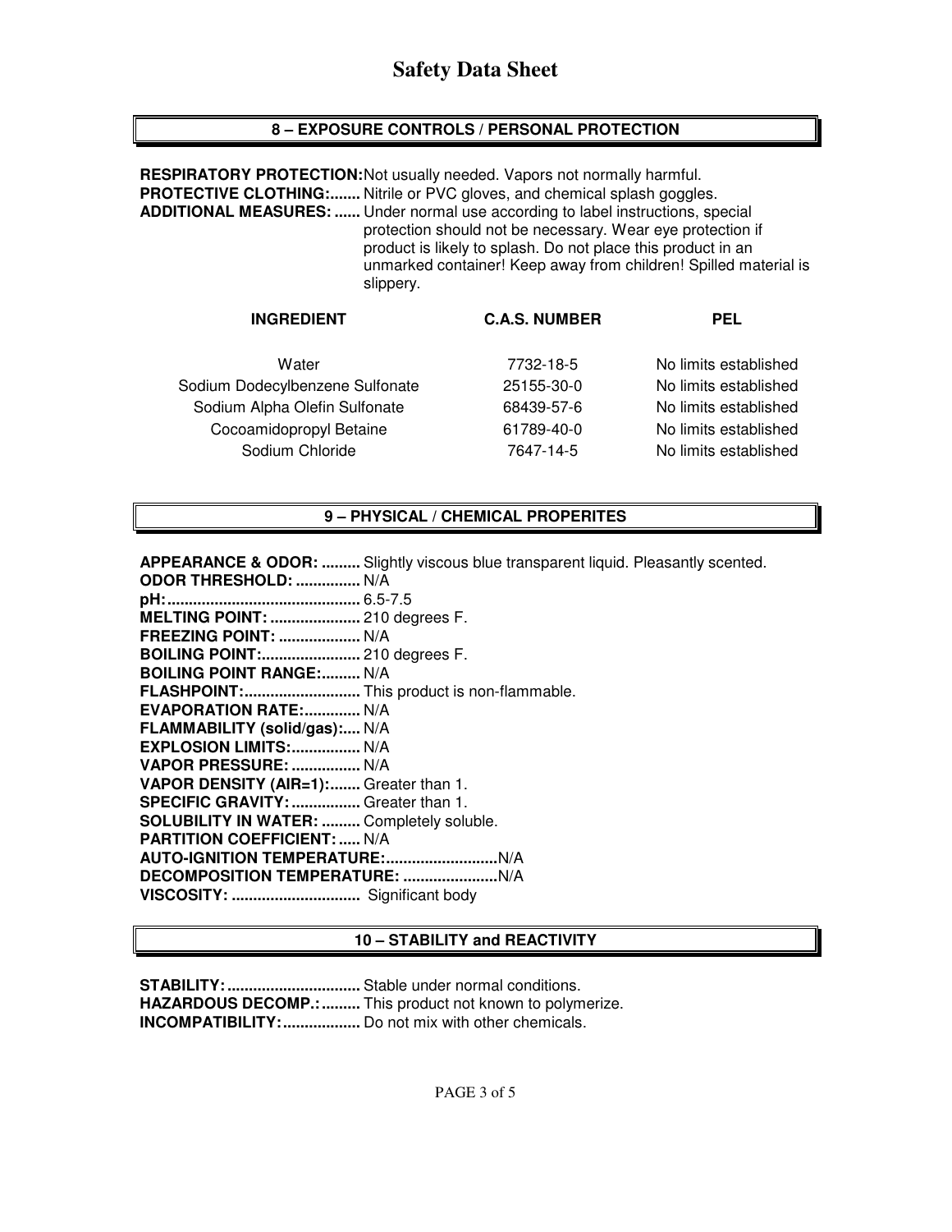# Safety Data Sheet

## 8 – EXPOSURE CONTROLS / PERSONAL PROTECTION

**RESPIRATORY PROTECTION:** Not usually needed. Vapors not normally harmful.
**PROTECTIVE CLOTHING:.......** Nitrile or PVC gloves, and chemical splash goggles.
**ADDITIONAL MEASURES: ......** Under normal use according to label instructions, special protection should not be necessary. Wear eye protection if product is likely to splash. Do not place this product in an unmarked container! Keep away from children! Spilled material is slippery.

| INGREDIENT | C.A.S. NUMBER | PEL |
|---|---|---|
| Water | 7732-18-5 | No limits established |
| Sodium Dodecylbenzene Sulfonate | 25155-30-0 | No limits established |
| Sodium Alpha Olefin Sulfonate | 68439-57-6 | No limits established |
| Cocoamidopropyl Betaine | 61789-40-0 | No limits established |
| Sodium Chloride | 7647-14-5 | No limits established |

## 9 – PHYSICAL / CHEMICAL PROPERITES

**APPEARANCE & ODOR: .........** Slightly viscous blue transparent liquid. Pleasantly scented.
**ODOR THRESHOLD: ...............** N/A
**pH:............................................** 6.5-7.5
**MELTING POINT: .....................** 210 degrees F.
**FREEZING POINT: ...................** N/A
**BOILING POINT:.......................** 210 degrees F.
**BOILING POINT RANGE:.........** N/A
**FLASHPOINT:...........................** This product is non-flammable.
**EVAPORATION RATE:.............** N/A
**FLAMMABILITY (solid/gas):....** N/A
**EXPLOSION LIMITS:................** N/A
**VAPOR PRESSURE: ................** N/A
**VAPOR DENSITY (AIR=1):.......** Greater than 1.
**SPECIFIC GRAVITY: ................** Greater than 1.
**SOLUBILITY IN WATER: .........** Completely soluble.
**PARTITION COEFFICIENT: .....** N/A
**AUTO-IGNITION TEMPERATURE:..........................** N/A
**DECOMPOSITION TEMPERATURE: ......................** N/A
**VISCOSITY: ..............................** Significant body

## 10 – STABILITY and REACTIVITY

**STABILITY: ...............................** Stable under normal conditions.
**HAZARDOUS DECOMP.: .........** This product not known to polymerize.
**INCOMPATIBILITY: ..................** Do not mix with other chemicals.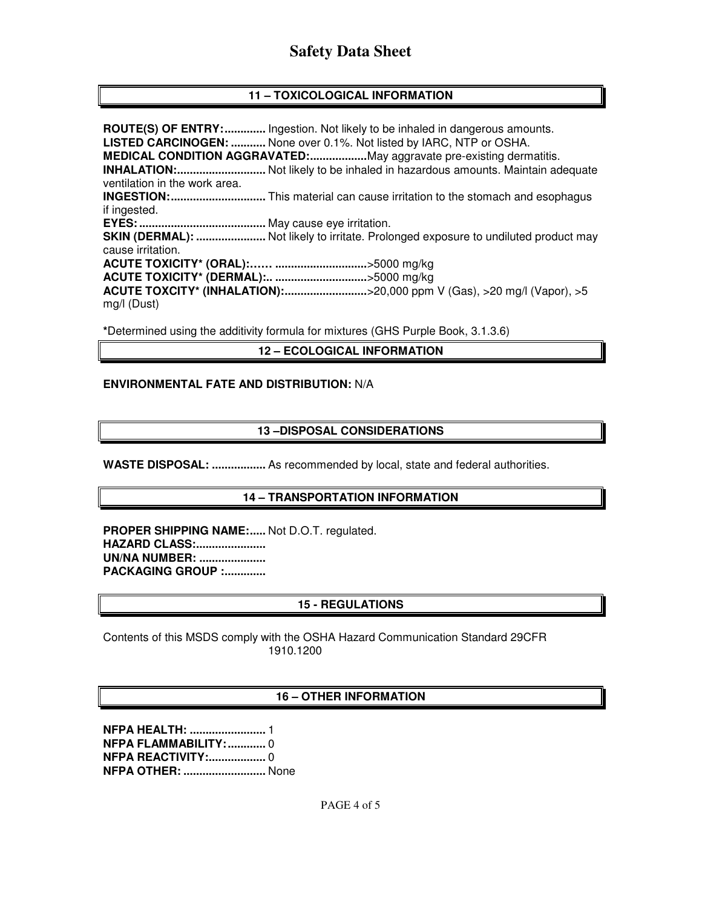# Safety Data Sheet

## 11 – TOXICOLOGICAL INFORMATION

**ROUTE(S) OF ENTRY:.............** Ingestion. Not likely to be inhaled in dangerous amounts.
**LISTED CARCINOGEN: ...........** None over 0.1%. Not listed by IARC, NTP or OSHA.
**MEDICAL CONDITION AGGRAVATED:..................**May aggravate pre-existing dermatitis.
**INHALATION:............................** Not likely to be inhaled in hazardous amounts. Maintain adequate ventilation in the work area.
**INGESTION:..............................** This material can cause irritation to the stomach and esophagus if ingested.
**EYES:........................................** May cause eye irritation.
**SKIN (DERMAL): ......................** Not likely to irritate. Prolonged exposure to undiluted product may cause irritation.
**ACUTE TOXICITY* (ORAL):…… .............................**>5000 mg/kg
**ACUTE TOXICITY* (DERMAL):.. .............................**>5000 mg/kg
**ACUTE TOXCITY* (INHALATION):..........................**>20,000 ppm V (Gas), >20 mg/l (Vapor), >5 mg/l (Dust)

***Determined using the additivity formula for mixtures (GHS Purple Book, 3.1.3.6)

## 12 – ECOLOGICAL INFORMATION

**ENVIRONMENTAL FATE AND DISTRIBUTION:** N/A

## 13 –DISPOSAL CONSIDERATIONS

**WASTE DISPOSAL: .................** As recommended by local, state and federal authorities.

## 14 – TRANSPORTATION INFORMATION

**PROPER SHIPPING NAME:.....** Not D.O.T. regulated.
**HAZARD CLASS:......................**
**UN/NA NUMBER: .....................**
**PACKAGING GROUP :.............**

## 15 - REGULATIONS

Contents of this MSDS comply with the OSHA Hazard Communication Standard 29CFR 1910.1200

## 16 – OTHER INFORMATION

**NFPA HEALTH: ........................** 1
**NFPA FLAMMABILITY:............** 0
**NFPA REACTIVITY:..................** 0
**NFPA OTHER: ..........................** None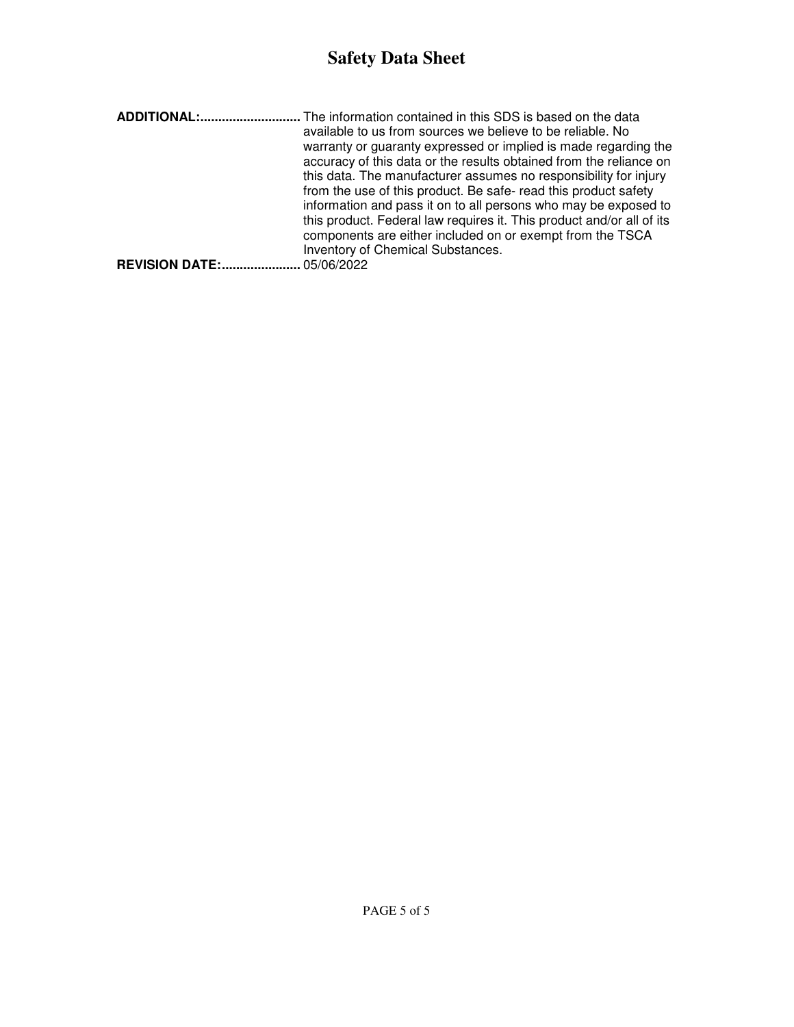**ADDITIONAL:............................** The information contained in this SDS is based on the data available to us from sources we believe to be reliable. No warranty or guaranty expressed or implied is made regarding the accuracy of this data or the results obtained from the reliance on this data. The manufacturer assumes no responsibility for injury from the use of this product. Be safe- read this product safety information and pass it on to all persons who may be exposed to this product. Federal law requires it. This product and/or all of its components are either included on or exempt from the TSCA Inventory of Chemical Substances.

**REVISION DATE:......................** 05/06/2022